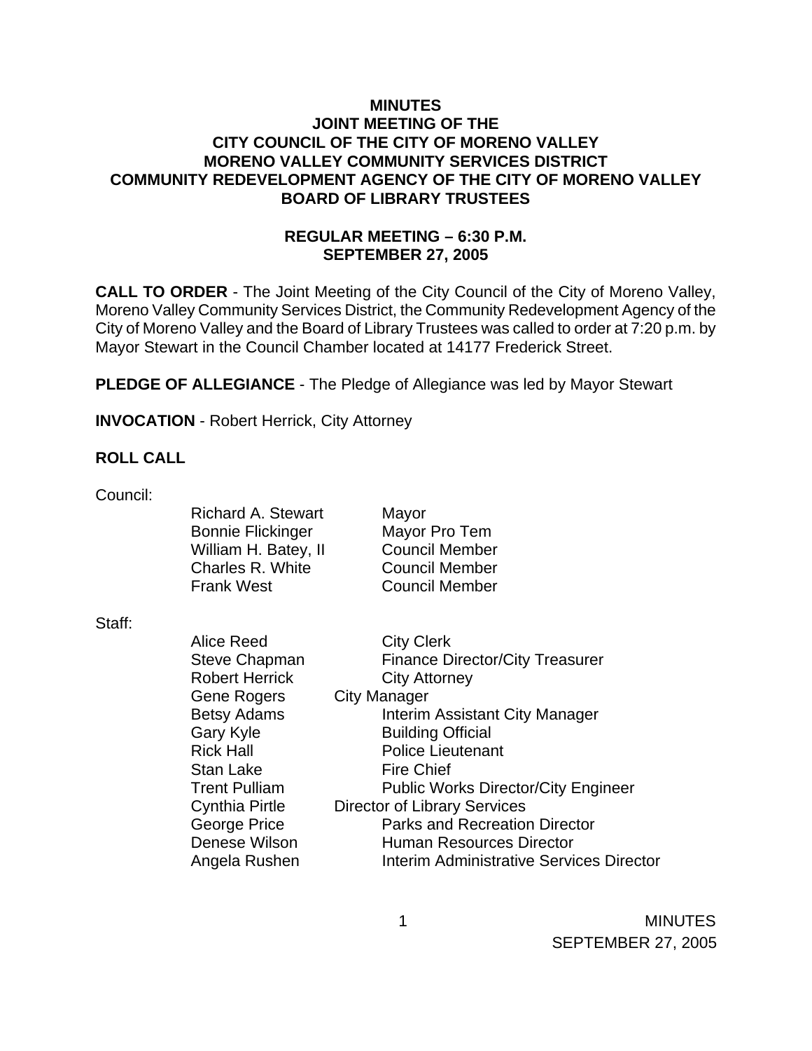# MINUTES
## JOINT MEETING OF THE
## CITY COUNCIL OF THE CITY OF MORENO VALLEY
## MORENO VALLEY COMMUNITY SERVICES DISTRICT
## COMMUNITY REDEVELOPMENT AGENCY OF THE CITY OF MORENO VALLEY
## BOARD OF LIBRARY TRUSTEES

### REGULAR MEETING – 6:30 P.M.
### SEPTEMBER 27, 2005

**CALL TO ORDER** - The Joint Meeting of the City Council of the City of Moreno Valley, Moreno Valley Community Services District, the Community Redevelopment Agency of the City of Moreno Valley and the Board of Library Trustees was called to order at 7:20 p.m. by Mayor Stewart in the Council Chamber located at 14177 Frederick Street.

**PLEDGE OF ALLEGIANCE** - The Pledge of Allegiance was led by Mayor Stewart

**INVOCATION** - Robert Herrick, City Attorney

**ROLL CALL**

Council:

| | |
|---|---|
| Richard A. Stewart | Mayor |
| Bonnie Flickinger | Mayor Pro Tem |
| William H. Batey, II | Council Member |
| Charles R. White | Council Member |
| Frank West | Council Member |

Staff:

| | |
|---|---|
| Alice Reed | City Clerk |
| Steve Chapman | Finance Director/City Treasurer |
| Robert Herrick | City Attorney |
| Gene Rogers | City Manager |
| Betsy Adams | Interim Assistant City Manager |
| Gary Kyle | Building Official |
| Rick Hall | Police Lieutenant |
| Stan Lake | Fire Chief |
| Trent Pulliam | Public Works Director/City Engineer |
| Cynthia Pirtle | Director of Library Services |
| George Price | Parks and Recreation Director |
| Denese Wilson | Human Resources Director |
| Angela Rushen | Interim Administrative Services Director |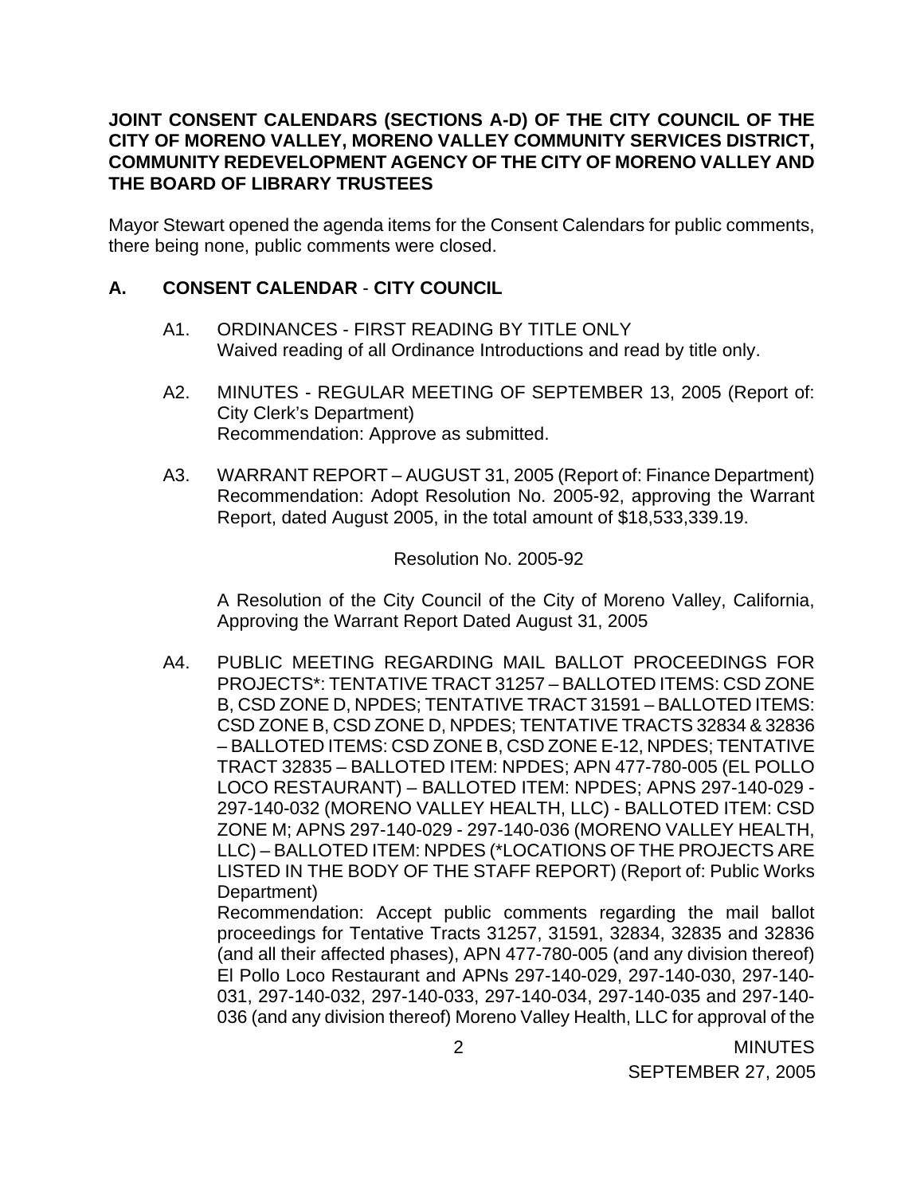**JOINT CONSENT CALENDARS (SECTIONS A-D) OF THE CITY COUNCIL OF THE CITY OF MORENO VALLEY, MORENO VALLEY COMMUNITY SERVICES DISTRICT, COMMUNITY REDEVELOPMENT AGENCY OF THE CITY OF MORENO VALLEY AND THE BOARD OF LIBRARY TRUSTEES**

Mayor Stewart opened the agenda items for the Consent Calendars for public comments, there being none, public comments were closed.

## A. CONSENT CALENDAR - CITY COUNCIL

A1. ORDINANCES - FIRST READING BY TITLE ONLY
Waived reading of all Ordinance Introductions and read by title only.

A2. MINUTES - REGULAR MEETING OF SEPTEMBER 13, 2005 (Report of: City Clerk's Department)
Recommendation: Approve as submitted.

A3. WARRANT REPORT – AUGUST 31, 2005 (Report of: Finance Department)
Recommendation: Adopt Resolution No. 2005-92, approving the Warrant Report, dated August 2005, in the total amount of $18,533,339.19.

Resolution No. 2005-92

A Resolution of the City Council of the City of Moreno Valley, California, Approving the Warrant Report Dated August 31, 2005

A4. PUBLIC MEETING REGARDING MAIL BALLOT PROCEEDINGS FOR PROJECTS*: TENTATIVE TRACT 31257 – BALLOTED ITEMS: CSD ZONE B, CSD ZONE D, NPDES; TENTATIVE TRACT 31591 – BALLOTED ITEMS: CSD ZONE B, CSD ZONE D, NPDES; TENTATIVE TRACTS 32834 & 32836 – BALLOTED ITEMS: CSD ZONE B, CSD ZONE E-12, NPDES; TENTATIVE TRACT 32835 – BALLOTED ITEM: NPDES; APN 477-780-005 (EL POLLO LOCO RESTAURANT) – BALLOTED ITEM: NPDES; APNS 297-140-029 - 297-140-032 (MORENO VALLEY HEALTH, LLC) - BALLOTED ITEM: CSD ZONE M; APNS 297-140-029 - 297-140-036 (MORENO VALLEY HEALTH, LLC) – BALLOTED ITEM: NPDES (*LOCATIONS OF THE PROJECTS ARE LISTED IN THE BODY OF THE STAFF REPORT) (Report of: Public Works Department)
Recommendation: Accept public comments regarding the mail ballot proceedings for Tentative Tracts 31257, 31591, 32834, 32835 and 32836 (and all their affected phases), APN 477-780-005 (and any division thereof) El Pollo Loco Restaurant and APNs 297-140-029, 297-140-030, 297-140-031, 297-140-032, 297-140-033, 297-140-034, 297-140-035 and 297-140-036 (and any division thereof) Moreno Valley Health, LLC for approval of the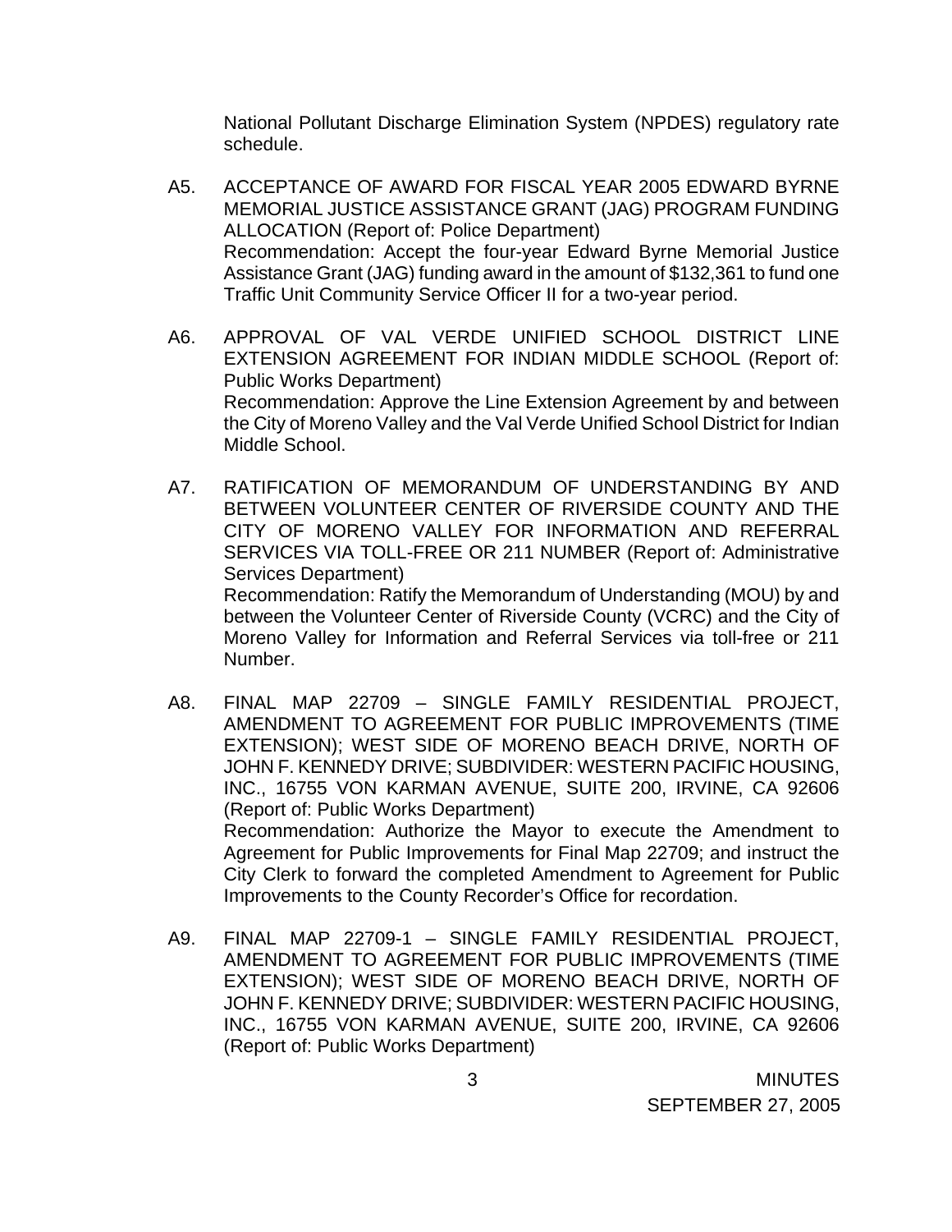National Pollutant Discharge Elimination System (NPDES) regulatory rate schedule.

A5. ACCEPTANCE OF AWARD FOR FISCAL YEAR 2005 EDWARD BYRNE MEMORIAL JUSTICE ASSISTANCE GRANT (JAG) PROGRAM FUNDING ALLOCATION (Report of: Police Department)
Recommendation: Accept the four-year Edward Byrne Memorial Justice Assistance Grant (JAG) funding award in the amount of $132,361 to fund one Traffic Unit Community Service Officer II for a two-year period.

A6. APPROVAL OF VAL VERDE UNIFIED SCHOOL DISTRICT LINE EXTENSION AGREEMENT FOR INDIAN MIDDLE SCHOOL (Report of: Public Works Department)
Recommendation: Approve the Line Extension Agreement by and between the City of Moreno Valley and the Val Verde Unified School District for Indian Middle School.

A7. RATIFICATION OF MEMORANDUM OF UNDERSTANDING BY AND BETWEEN VOLUNTEER CENTER OF RIVERSIDE COUNTY AND THE CITY OF MORENO VALLEY FOR INFORMATION AND REFERRAL SERVICES VIA TOLL-FREE OR 211 NUMBER (Report of: Administrative Services Department)
Recommendation: Ratify the Memorandum of Understanding (MOU) by and between the Volunteer Center of Riverside County (VCRC) and the City of Moreno Valley for Information and Referral Services via toll-free or 211 Number.

A8. FINAL MAP 22709 – SINGLE FAMILY RESIDENTIAL PROJECT, AMENDMENT TO AGREEMENT FOR PUBLIC IMPROVEMENTS (TIME EXTENSION); WEST SIDE OF MORENO BEACH DRIVE, NORTH OF JOHN F. KENNEDY DRIVE; SUBDIVIDER: WESTERN PACIFIC HOUSING, INC., 16755 VON KARMAN AVENUE, SUITE 200, IRVINE, CA 92606 (Report of: Public Works Department)
Recommendation: Authorize the Mayor to execute the Amendment to Agreement for Public Improvements for Final Map 22709; and instruct the City Clerk to forward the completed Amendment to Agreement for Public Improvements to the County Recorder's Office for recordation.

A9. FINAL MAP 22709-1 – SINGLE FAMILY RESIDENTIAL PROJECT, AMENDMENT TO AGREEMENT FOR PUBLIC IMPROVEMENTS (TIME EXTENSION); WEST SIDE OF MORENO BEACH DRIVE, NORTH OF JOHN F. KENNEDY DRIVE; SUBDIVIDER: WESTERN PACIFIC HOUSING, INC., 16755 VON KARMAN AVENUE, SUITE 200, IRVINE, CA 92606 (Report of: Public Works Department)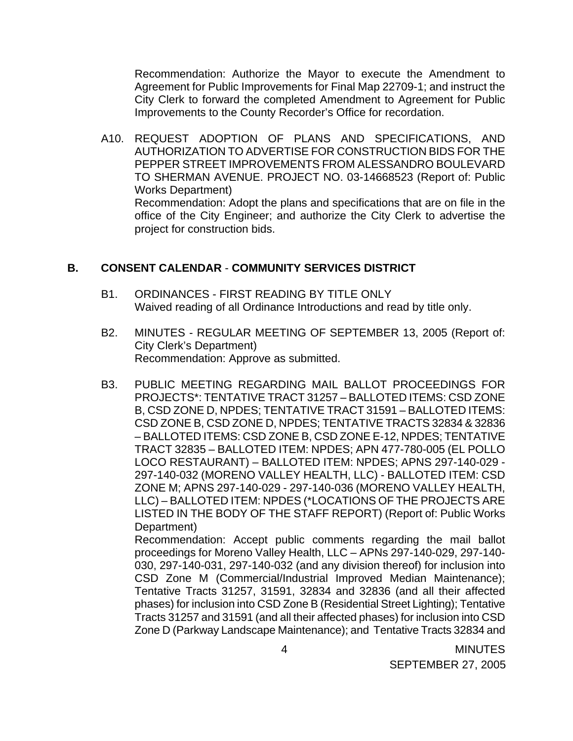Recommendation: Authorize the Mayor to execute the Amendment to Agreement for Public Improvements for Final Map 22709-1; and instruct the City Clerk to forward the completed Amendment to Agreement for Public Improvements to the County Recorder's Office for recordation.

A10. REQUEST ADOPTION OF PLANS AND SPECIFICATIONS, AND AUTHORIZATION TO ADVERTISE FOR CONSTRUCTION BIDS FOR THE PEPPER STREET IMPROVEMENTS FROM ALESSANDRO BOULEVARD TO SHERMAN AVENUE. PROJECT NO. 03-14668523 (Report of: Public Works Department)
Recommendation: Adopt the plans and specifications that are on file in the office of the City Engineer; and authorize the City Clerk to advertise the project for construction bids.

## B. CONSENT CALENDAR - COMMUNITY SERVICES DISTRICT

B1. ORDINANCES - FIRST READING BY TITLE ONLY
Waived reading of all Ordinance Introductions and read by title only.

B2. MINUTES - REGULAR MEETING OF SEPTEMBER 13, 2005 (Report of: City Clerk's Department)
Recommendation: Approve as submitted.

B3. PUBLIC MEETING REGARDING MAIL BALLOT PROCEEDINGS FOR PROJECTS*: TENTATIVE TRACT 31257 – BALLOTED ITEMS: CSD ZONE B, CSD ZONE D, NPDES; TENTATIVE TRACT 31591 – BALLOTED ITEMS: CSD ZONE B, CSD ZONE D, NPDES; TENTATIVE TRACTS 32834 & 32836 – BALLOTED ITEMS: CSD ZONE B, CSD ZONE E-12, NPDES; TENTATIVE TRACT 32835 – BALLOTED ITEM: NPDES; APN 477-780-005 (EL POLLO LOCO RESTAURANT) – BALLOTED ITEM: NPDES; APNS 297-140-029 - 297-140-032 (MORENO VALLEY HEALTH, LLC) - BALLOTED ITEM: CSD ZONE M; APNS 297-140-029 - 297-140-036 (MORENO VALLEY HEALTH, LLC) – BALLOTED ITEM: NPDES (*LOCATIONS OF THE PROJECTS ARE LISTED IN THE BODY OF THE STAFF REPORT) (Report of: Public Works Department)
Recommendation: Accept public comments regarding the mail ballot proceedings for Moreno Valley Health, LLC – APNs 297-140-029, 297-140-030, 297-140-031, 297-140-032 (and any division thereof) for inclusion into CSD Zone M (Commercial/Industrial Improved Median Maintenance); Tentative Tracts 31257, 31591, 32834 and 32836 (and all their affected phases) for inclusion into CSD Zone B (Residential Street Lighting); Tentative Tracts 31257 and 31591 (and all their affected phases) for inclusion into CSD Zone D (Parkway Landscape Maintenance); and Tentative Tracts 32834 and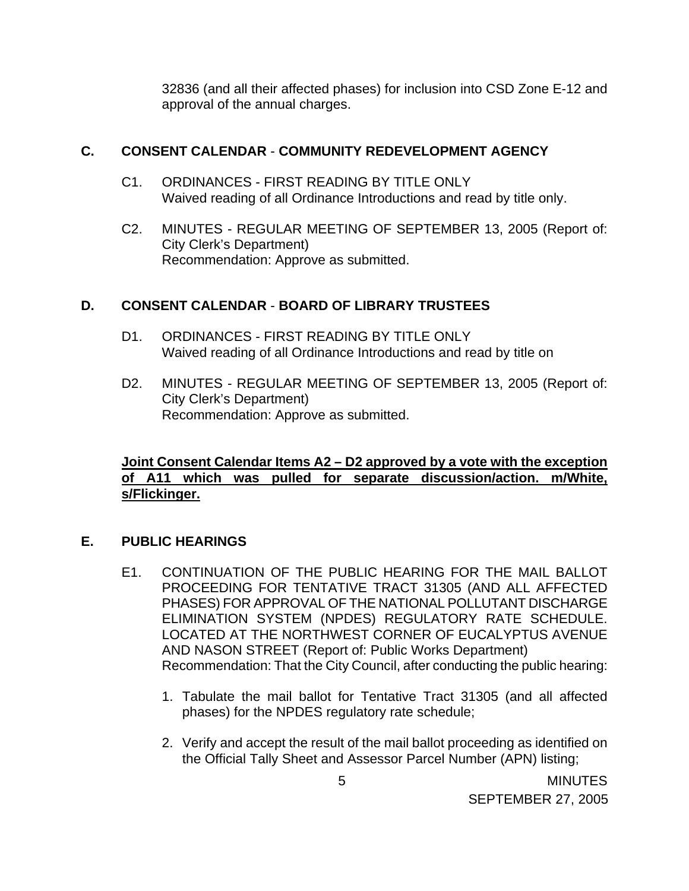32836 (and all their affected phases) for inclusion into CSD Zone E-12 and approval of the annual charges.

## C. CONSENT CALENDAR - COMMUNITY REDEVELOPMENT AGENCY

C1. ORDINANCES - FIRST READING BY TITLE ONLY
Waived reading of all Ordinance Introductions and read by title only.

C2. MINUTES - REGULAR MEETING OF SEPTEMBER 13, 2005 (Report of: City Clerk's Department)
Recommendation: Approve as submitted.

## D. CONSENT CALENDAR - BOARD OF LIBRARY TRUSTEES

D1. ORDINANCES - FIRST READING BY TITLE ONLY
Waived reading of all Ordinance Introductions and read by title on

D2. MINUTES - REGULAR MEETING OF SEPTEMBER 13, 2005 (Report of: City Clerk's Department)
Recommendation: Approve as submitted.

**Joint Consent Calendar Items A2 – D2 approved by a vote with the exception of A11 which was pulled for separate discussion/action. m/White, s/Flickinger.**

## E. PUBLIC HEARINGS

E1. CONTINUATION OF THE PUBLIC HEARING FOR THE MAIL BALLOT PROCEEDING FOR TENTATIVE TRACT 31305 (AND ALL AFFECTED PHASES) FOR APPROVAL OF THE NATIONAL POLLUTANT DISCHARGE ELIMINATION SYSTEM (NPDES) REGULATORY RATE SCHEDULE. LOCATED AT THE NORTHWEST CORNER OF EUCALYPTUS AVENUE AND NASON STREET (Report of: Public Works Department)
Recommendation: That the City Council, after conducting the public hearing:

1. Tabulate the mail ballot for Tentative Tract 31305 (and all affected phases) for the NPDES regulatory rate schedule;
2. Verify and accept the result of the mail ballot proceeding as identified on the Official Tally Sheet and Assessor Parcel Number (APN) listing;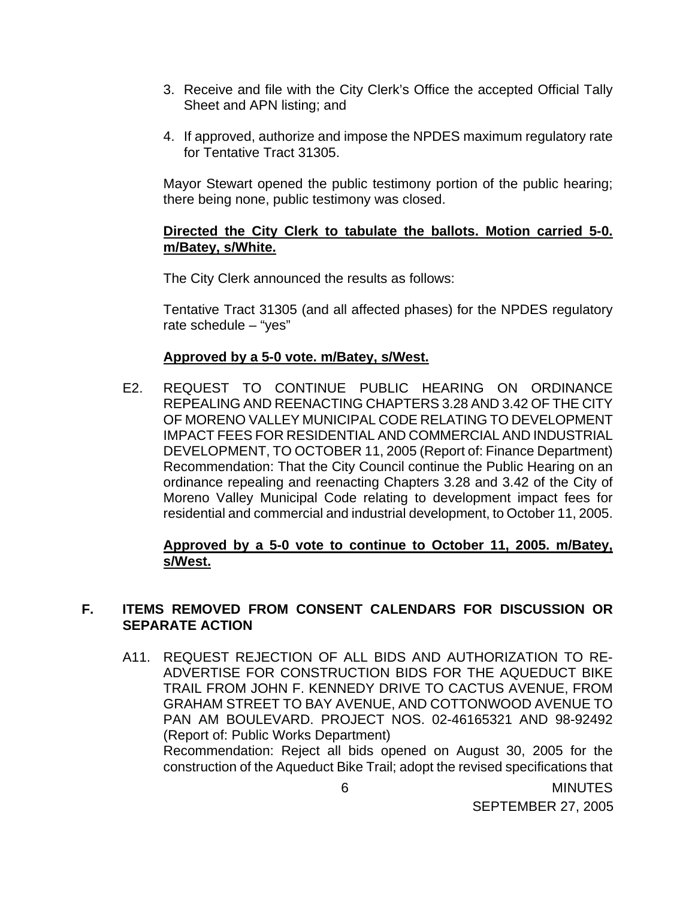3. Receive and file with the City Clerk's Office the accepted Official Tally Sheet and APN listing; and

4. If approved, authorize and impose the NPDES maximum regulatory rate for Tentative Tract 31305.

Mayor Stewart opened the public testimony portion of the public hearing; there being none, public testimony was closed.

**Directed the City Clerk to tabulate the ballots. Motion carried 5-0. m/Batey, s/White.**

The City Clerk announced the results as follows:

Tentative Tract 31305 (and all affected phases) for the NPDES regulatory rate schedule – "yes"

**Approved by a 5-0 vote. m/Batey, s/West.**

E2. REQUEST TO CONTINUE PUBLIC HEARING ON ORDINANCE REPEALING AND REENACTING CHAPTERS 3.28 AND 3.42 OF THE CITY OF MORENO VALLEY MUNICIPAL CODE RELATING TO DEVELOPMENT IMPACT FEES FOR RESIDENTIAL AND COMMERCIAL AND INDUSTRIAL DEVELOPMENT, TO OCTOBER 11, 2005 (Report of: Finance Department)
Recommendation: That the City Council continue the Public Hearing on an ordinance repealing and reenacting Chapters 3.28 and 3.42 of the City of Moreno Valley Municipal Code relating to development impact fees for residential and commercial and industrial development, to October 11, 2005.

**Approved by a 5-0 vote to continue to October 11, 2005. m/Batey, s/West.**

## F. ITEMS REMOVED FROM CONSENT CALENDARS FOR DISCUSSION OR SEPARATE ACTION

A11. REQUEST REJECTION OF ALL BIDS AND AUTHORIZATION TO RE-ADVERTISE FOR CONSTRUCTION BIDS FOR THE AQUEDUCT BIKE TRAIL FROM JOHN F. KENNEDY DRIVE TO CACTUS AVENUE, FROM GRAHAM STREET TO BAY AVENUE, AND COTTONWOOD AVENUE TO PAN AM BOULEVARD. PROJECT NOS. 02-46165321 AND 98-92492 (Report of: Public Works Department)
Recommendation: Reject all bids opened on August 30, 2005 for the construction of the Aqueduct Bike Trail; adopt the revised specifications that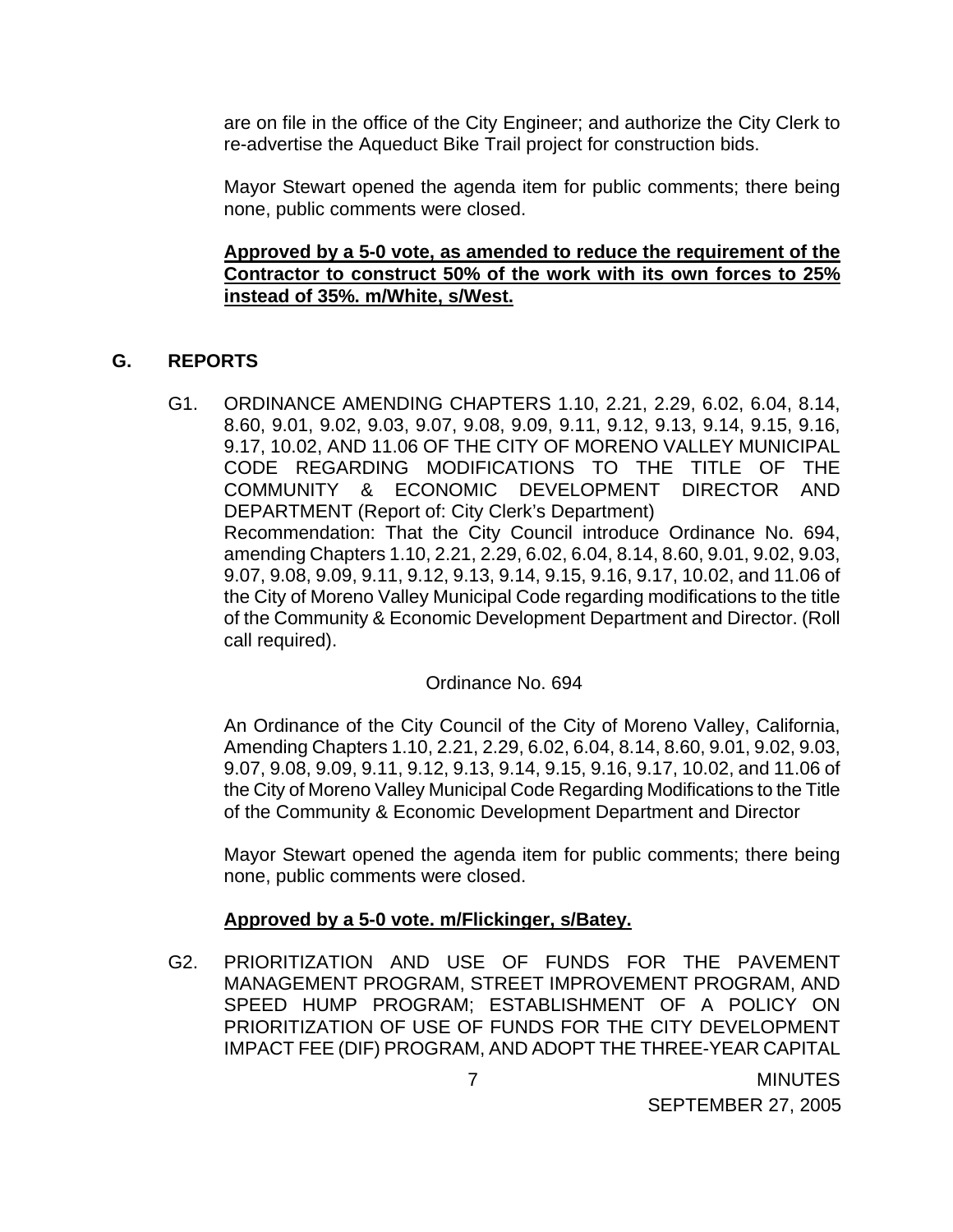are on file in the office of the City Engineer; and authorize the City Clerk to re-advertise the Aqueduct Bike Trail project for construction bids.

Mayor Stewart opened the agenda item for public comments; there being none, public comments were closed.

**Approved by a 5-0 vote, as amended to reduce the requirement of the Contractor to construct 50% of the work with its own forces to 25% instead of 35%. m/White, s/West.**

## G. REPORTS

G1. ORDINANCE AMENDING CHAPTERS 1.10, 2.21, 2.29, 6.02, 6.04, 8.14, 8.60, 9.01, 9.02, 9.03, 9.07, 9.08, 9.09, 9.11, 9.12, 9.13, 9.14, 9.15, 9.16, 9.17, 10.02, AND 11.06 OF THE CITY OF MORENO VALLEY MUNICIPAL CODE REGARDING MODIFICATIONS TO THE TITLE OF THE COMMUNITY & ECONOMIC DEVELOPMENT DIRECTOR AND DEPARTMENT (Report of: City Clerk's Department)
Recommendation: That the City Council introduce Ordinance No. 694, amending Chapters 1.10, 2.21, 2.29, 6.02, 6.04, 8.14, 8.60, 9.01, 9.02, 9.03, 9.07, 9.08, 9.09, 9.11, 9.12, 9.13, 9.14, 9.15, 9.16, 9.17, 10.02, and 11.06 of the City of Moreno Valley Municipal Code regarding modifications to the title of the Community & Economic Development Department and Director. (Roll call required).

Ordinance No. 694

An Ordinance of the City Council of the City of Moreno Valley, California, Amending Chapters 1.10, 2.21, 2.29, 6.02, 6.04, 8.14, 8.60, 9.01, 9.02, 9.03, 9.07, 9.08, 9.09, 9.11, 9.12, 9.13, 9.14, 9.15, 9.16, 9.17, 10.02, and 11.06 of the City of Moreno Valley Municipal Code Regarding Modifications to the Title of the Community & Economic Development Department and Director

Mayor Stewart opened the agenda item for public comments; there being none, public comments were closed.

**Approved by a 5-0 vote. m/Flickinger, s/Batey.**

G2. PRIORITIZATION AND USE OF FUNDS FOR THE PAVEMENT MANAGEMENT PROGRAM, STREET IMPROVEMENT PROGRAM, AND SPEED HUMP PROGRAM; ESTABLISHMENT OF A POLICY ON PRIORITIZATION OF USE OF FUNDS FOR THE CITY DEVELOPMENT IMPACT FEE (DIF) PROGRAM, AND ADOPT THE THREE-YEAR CAPITAL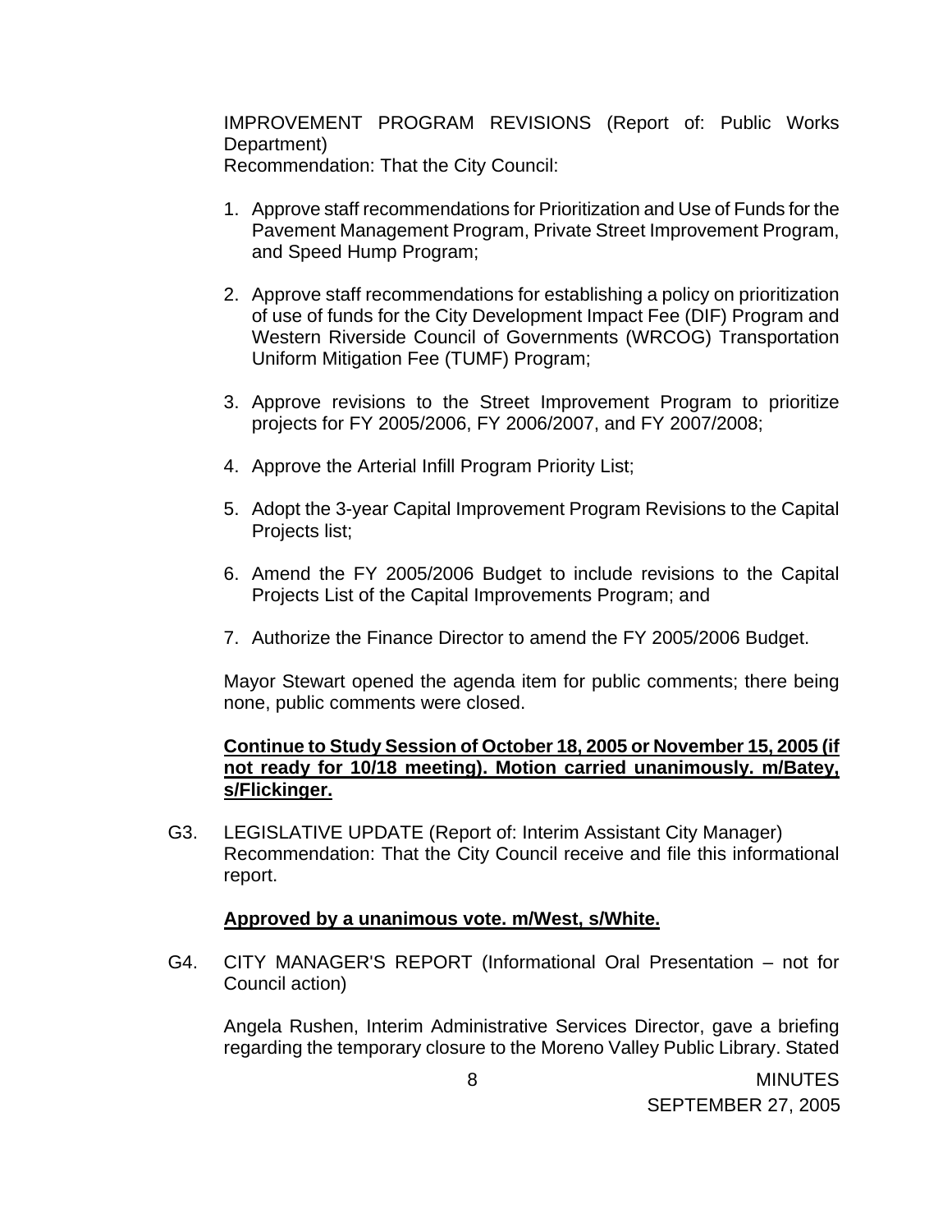IMPROVEMENT PROGRAM REVISIONS (Report of: Public Works Department)
Recommendation: That the City Council:

1. Approve staff recommendations for Prioritization and Use of Funds for the Pavement Management Program, Private Street Improvement Program, and Speed Hump Program;

2. Approve staff recommendations for establishing a policy on prioritization of use of funds for the City Development Impact Fee (DIF) Program and Western Riverside Council of Governments (WRCOG) Transportation Uniform Mitigation Fee (TUMF) Program;

3. Approve revisions to the Street Improvement Program to prioritize projects for FY 2005/2006, FY 2006/2007, and FY 2007/2008;

4. Approve the Arterial Infill Program Priority List;

5. Adopt the 3-year Capital Improvement Program Revisions to the Capital Projects list;

6. Amend the FY 2005/2006 Budget to include revisions to the Capital Projects List of the Capital Improvements Program; and

7. Authorize the Finance Director to amend the FY 2005/2006 Budget.

Mayor Stewart opened the agenda item for public comments; there being none, public comments were closed.

**Continue to Study Session of October 18, 2005 or November 15, 2005 (if not ready for 10/18 meeting). Motion carried unanimously. m/Batey, s/Flickinger.**

G3. LEGISLATIVE UPDATE (Report of: Interim Assistant City Manager)
Recommendation: That the City Council receive and file this informational report.

**Approved by a unanimous vote. m/West, s/White.**

G4. CITY MANAGER'S REPORT (Informational Oral Presentation – not for Council action)

Angela Rushen, Interim Administrative Services Director, gave a briefing regarding the temporary closure to the Moreno Valley Public Library. Stated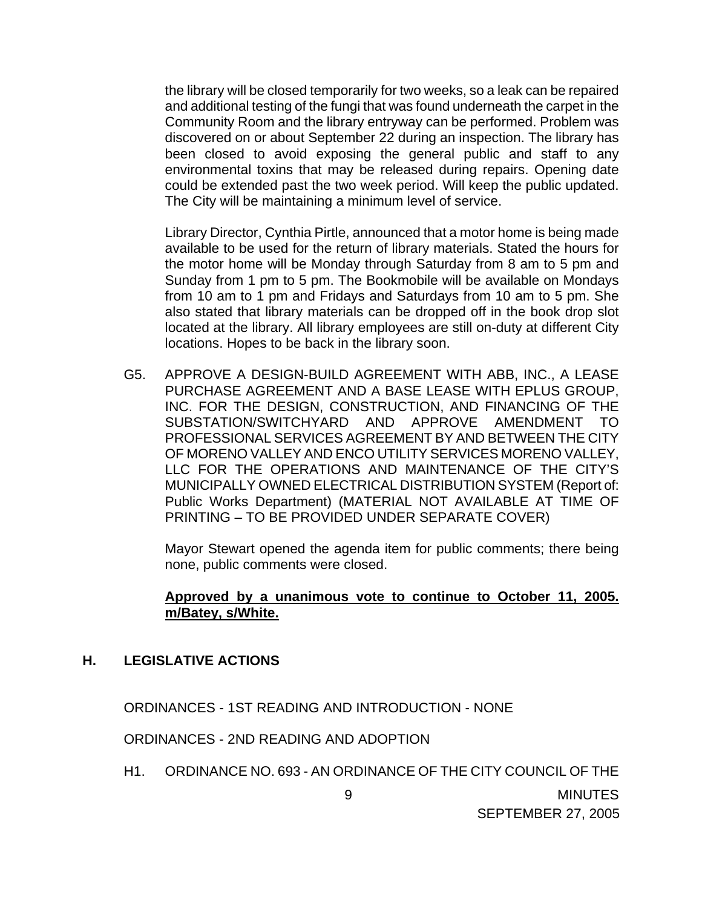the library will be closed temporarily for two weeks, so a leak can be repaired and additional testing of the fungi that was found underneath the carpet in the Community Room and the library entryway can be performed. Problem was discovered on or about September 22 during an inspection. The library has been closed to avoid exposing the general public and staff to any environmental toxins that may be released during repairs. Opening date could be extended past the two week period. Will keep the public updated. The City will be maintaining a minimum level of service.

Library Director, Cynthia Pirtle, announced that a motor home is being made available to be used for the return of library materials. Stated the hours for the motor home will be Monday through Saturday from 8 am to 5 pm and Sunday from 1 pm to 5 pm. The Bookmobile will be available on Mondays from 10 am to 1 pm and Fridays and Saturdays from 10 am to 5 pm. She also stated that library materials can be dropped off in the book drop slot located at the library. All library employees are still on-duty at different City locations. Hopes to be back in the library soon.

G5. APPROVE A DESIGN-BUILD AGREEMENT WITH ABB, INC., A LEASE PURCHASE AGREEMENT AND A BASE LEASE WITH EPLUS GROUP, INC. FOR THE DESIGN, CONSTRUCTION, AND FINANCING OF THE SUBSTATION/SWITCHYARD AND APPROVE AMENDMENT TO PROFESSIONAL SERVICES AGREEMENT BY AND BETWEEN THE CITY OF MORENO VALLEY AND ENCO UTILITY SERVICES MORENO VALLEY, LLC FOR THE OPERATIONS AND MAINTENANCE OF THE CITY'S MUNICIPALLY OWNED ELECTRICAL DISTRIBUTION SYSTEM (Report of: Public Works Department) (MATERIAL NOT AVAILABLE AT TIME OF PRINTING – TO BE PROVIDED UNDER SEPARATE COVER)

Mayor Stewart opened the agenda item for public comments; there being none, public comments were closed.

**Approved by a unanimous vote to continue to October 11, 2005. m/Batey, s/White.**

## H. LEGISLATIVE ACTIONS

ORDINANCES - 1ST READING AND INTRODUCTION - NONE

ORDINANCES - 2ND READING AND ADOPTION

H1. ORDINANCE NO. 693 - AN ORDINANCE OF THE CITY COUNCIL OF THE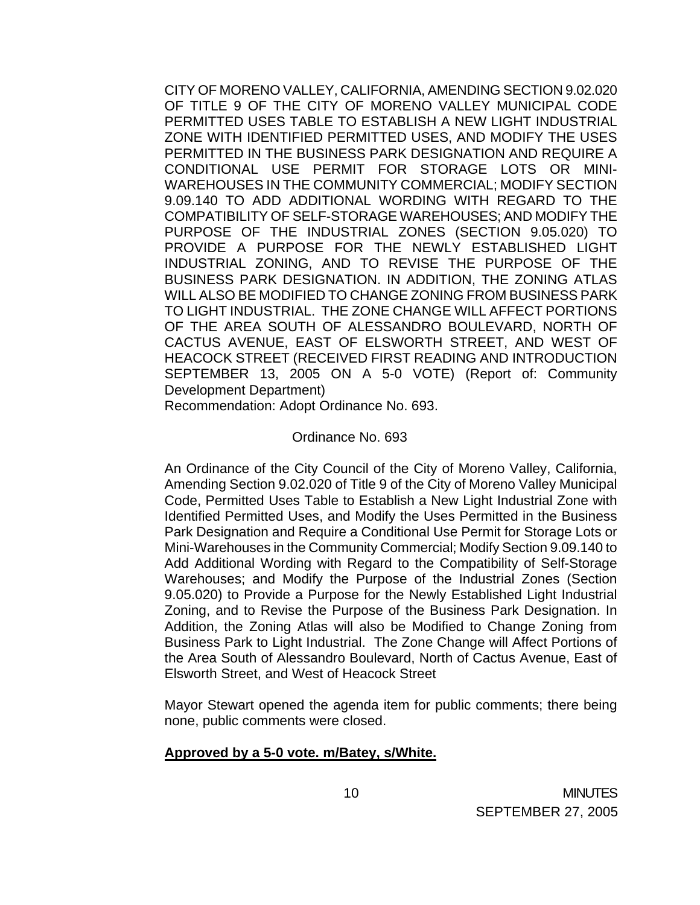CITY OF MORENO VALLEY, CALIFORNIA, AMENDING SECTION 9.02.020 OF TITLE 9 OF THE CITY OF MORENO VALLEY MUNICIPAL CODE PERMITTED USES TABLE TO ESTABLISH A NEW LIGHT INDUSTRIAL ZONE WITH IDENTIFIED PERMITTED USES, AND MODIFY THE USES PERMITTED IN THE BUSINESS PARK DESIGNATION AND REQUIRE A CONDITIONAL USE PERMIT FOR STORAGE LOTS OR MINI-WAREHOUSES IN THE COMMUNITY COMMERCIAL; MODIFY SECTION 9.09.140 TO ADD ADDITIONAL WORDING WITH REGARD TO THE COMPATIBILITY OF SELF-STORAGE WAREHOUSES; AND MODIFY THE PURPOSE OF THE INDUSTRIAL ZONES (SECTION 9.05.020) TO PROVIDE A PURPOSE FOR THE NEWLY ESTABLISHED LIGHT INDUSTRIAL ZONING, AND TO REVISE THE PURPOSE OF THE BUSINESS PARK DESIGNATION. IN ADDITION, THE ZONING ATLAS WILL ALSO BE MODIFIED TO CHANGE ZONING FROM BUSINESS PARK TO LIGHT INDUSTRIAL. THE ZONE CHANGE WILL AFFECT PORTIONS OF THE AREA SOUTH OF ALESSANDRO BOULEVARD, NORTH OF CACTUS AVENUE, EAST OF ELSWORTH STREET, AND WEST OF HEACOCK STREET (RECEIVED FIRST READING AND INTRODUCTION SEPTEMBER 13, 2005 ON A 5-0 VOTE) (Report of: Community Development Department)
Recommendation: Adopt Ordinance No. 693.

Ordinance No. 693

An Ordinance of the City Council of the City of Moreno Valley, California, Amending Section 9.02.020 of Title 9 of the City of Moreno Valley Municipal Code, Permitted Uses Table to Establish a New Light Industrial Zone with Identified Permitted Uses, and Modify the Uses Permitted in the Business Park Designation and Require a Conditional Use Permit for Storage Lots or Mini-Warehouses in the Community Commercial; Modify Section 9.09.140 to Add Additional Wording with Regard to the Compatibility of Self-Storage Warehouses; and Modify the Purpose of the Industrial Zones (Section 9.05.020) to Provide a Purpose for the Newly Established Light Industrial Zoning, and to Revise the Purpose of the Business Park Designation. In Addition, the Zoning Atlas will also be Modified to Change Zoning from Business Park to Light Industrial. The Zone Change will Affect Portions of the Area South of Alessandro Boulevard, North of Cactus Avenue, East of Elsworth Street, and West of Heacock Street

Mayor Stewart opened the agenda item for public comments; there being none, public comments were closed.

**Approved by a 5-0 vote. m/Batey, s/White.**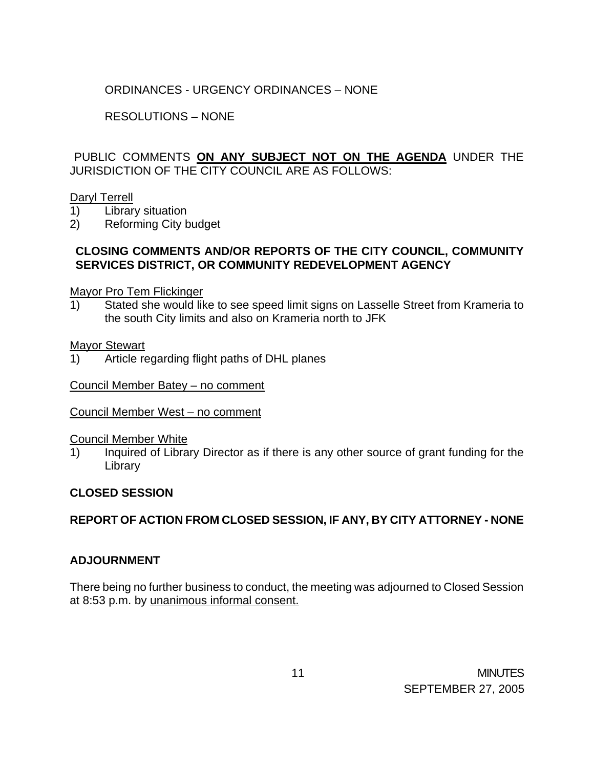ORDINANCES - URGENCY ORDINANCES – NONE

RESOLUTIONS – NONE

PUBLIC COMMENTS **ON ANY SUBJECT NOT ON THE AGENDA** UNDER THE JURISDICTION OF THE CITY COUNCIL ARE AS FOLLOWS:

Daryl Terrell

1) Library situation
2) Reforming City budget

**CLOSING COMMENTS AND/OR REPORTS OF THE CITY COUNCIL, COMMUNITY SERVICES DISTRICT, OR COMMUNITY REDEVELOPMENT AGENCY**

Mayor Pro Tem Flickinger

1) Stated she would like to see speed limit signs on Lasselle Street from Krameria to the south City limits and also on Krameria north to JFK

Mayor Stewart

1) Article regarding flight paths of DHL planes

Council Member Batey – no comment

Council Member West – no comment

Council Member White

1) Inquired of Library Director as if there is any other source of grant funding for the Library

**CLOSED SESSION**

**REPORT OF ACTION FROM CLOSED SESSION, IF ANY, BY CITY ATTORNEY - NONE**

**ADJOURNMENT**

There being no further business to conduct, the meeting was adjourned to Closed Session at 8:53 p.m. by unanimous informal consent.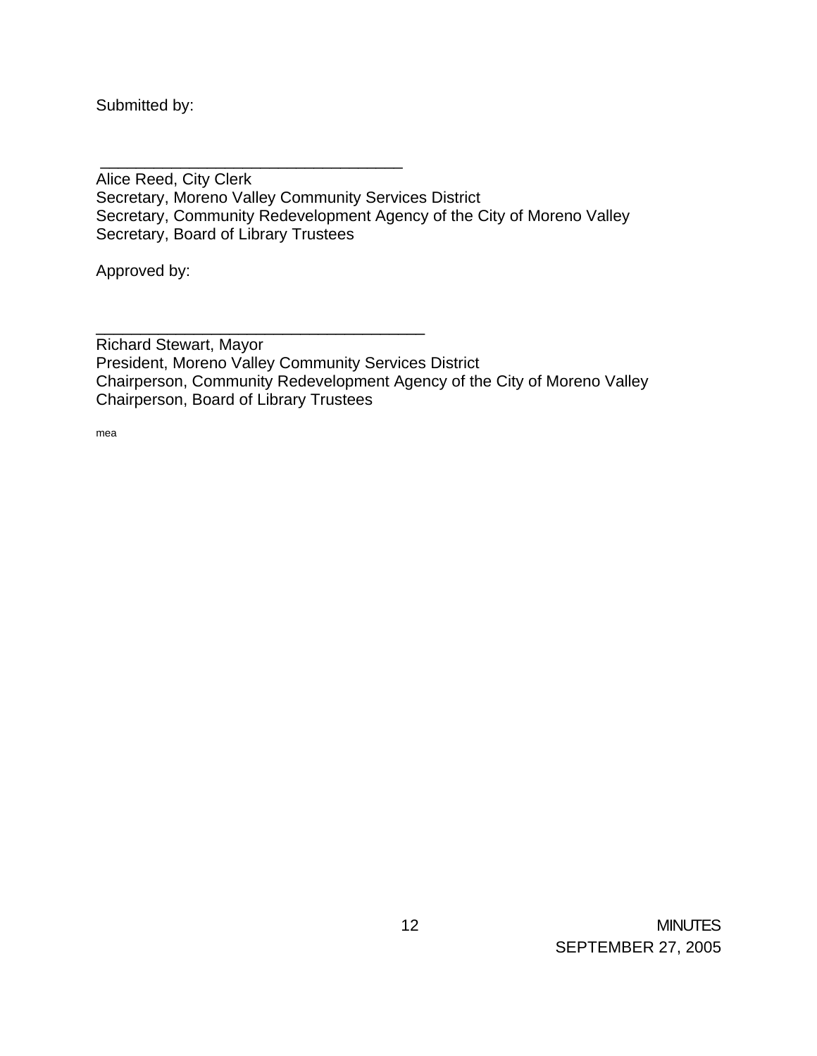Submitted by:

\_\_\_\_\_\_\_\_\_\_\_\_\_\_\_\_\_\_\_\_\_\_\_\_\_\_\_\_\_\_\_\_\_\_\_\_

Alice Reed, City Clerk
Secretary, Moreno Valley Community Services District
Secretary, Community Redevelopment Agency of the City of Moreno Valley
Secretary, Board of Library Trustees

Approved by:

\_\_\_\_\_\_\_\_\_\_\_\_\_\_\_\_\_\_\_\_\_\_\_\_\_\_\_\_\_\_\_\_\_\_\_\_\_\_

Richard Stewart, Mayor
President, Moreno Valley Community Services District
Chairperson, Community Redevelopment Agency of the City of Moreno Valley
Chairperson, Board of Library Trustees

mea